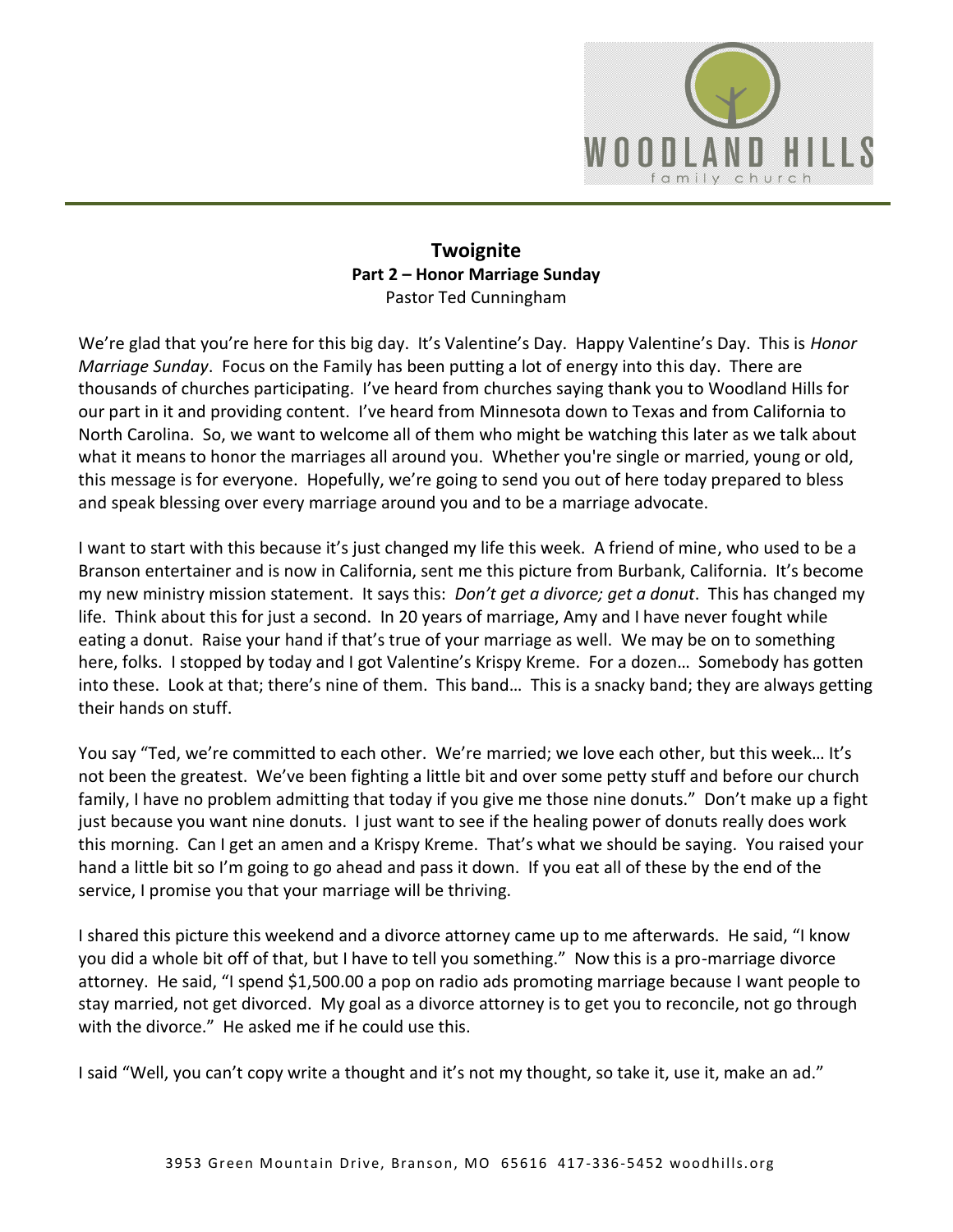# Twoignite

**Part 2 – Honor Marriage Sunday**

Pastor Ted Cunningham

We're glad that you're here for this big day. It's Valentine's Day. Happy Valentine's Day. This is *Honor Marriage Sunday*. Focus on the Family has been putting a lot of energy into this day. There are thousands of churches participating. I've heard from churches saying thank you to Woodland Hills for our part in it and providing content. I've heard from Minnesota down to Texas and from California to North Carolina. So, we want to welcome all of them who might be watching this later as we talk about what it means to honor the marriages all around you. Whether you're single or married, young or old, this message is for everyone. Hopefully, we're going to send you out of here today prepared to bless and speak blessing over every marriage around you and to be a marriage advocate.

I want to start with this because it's just changed my life this week. A friend of mine, who used to be a Branson entertainer and is now in California, sent me this picture from Burbank, California. It's become my new ministry mission statement. It says this: *Don't get a divorce; get a donut*. This has changed my life. Think about this for just a second. In 20 years of marriage, Amy and I have never fought while eating a donut. Raise your hand if that's true of your marriage as well. We may be on to something here, folks. I stopped by today and I got Valentine's Krispy Kreme. For a dozen… Somebody has gotten into these. Look at that; there's nine of them. This band… This is a snacky band; they are always getting their hands on stuff.

You say "Ted, we're committed to each other. We're married; we love each other, but this week… It's not been the greatest. We've been fighting a little bit and over some petty stuff and before our church family, I have no problem admitting that today if you give me those nine donuts." Don't make up a fight just because you want nine donuts. I just want to see if the healing power of donuts really does work this morning. Can I get an amen and a Krispy Kreme. That's what we should be saying. You raised your hand a little bit so I'm going to go ahead and pass it down. If you eat all of these by the end of the service, I promise you that your marriage will be thriving.

I shared this picture this weekend and a divorce attorney came up to me afterwards. He said, "I know you did a whole bit off of that, but I have to tell you something." Now this is a pro-marriage divorce attorney. He said, "I spend $1,500.00 a pop on radio ads promoting marriage because I want people to stay married, not get divorced. My goal as a divorce attorney is to get you to reconcile, not go through with the divorce." He asked me if he could use this.

I said "Well, you can't copy write a thought and it's not my thought, so take it, use it, make an ad."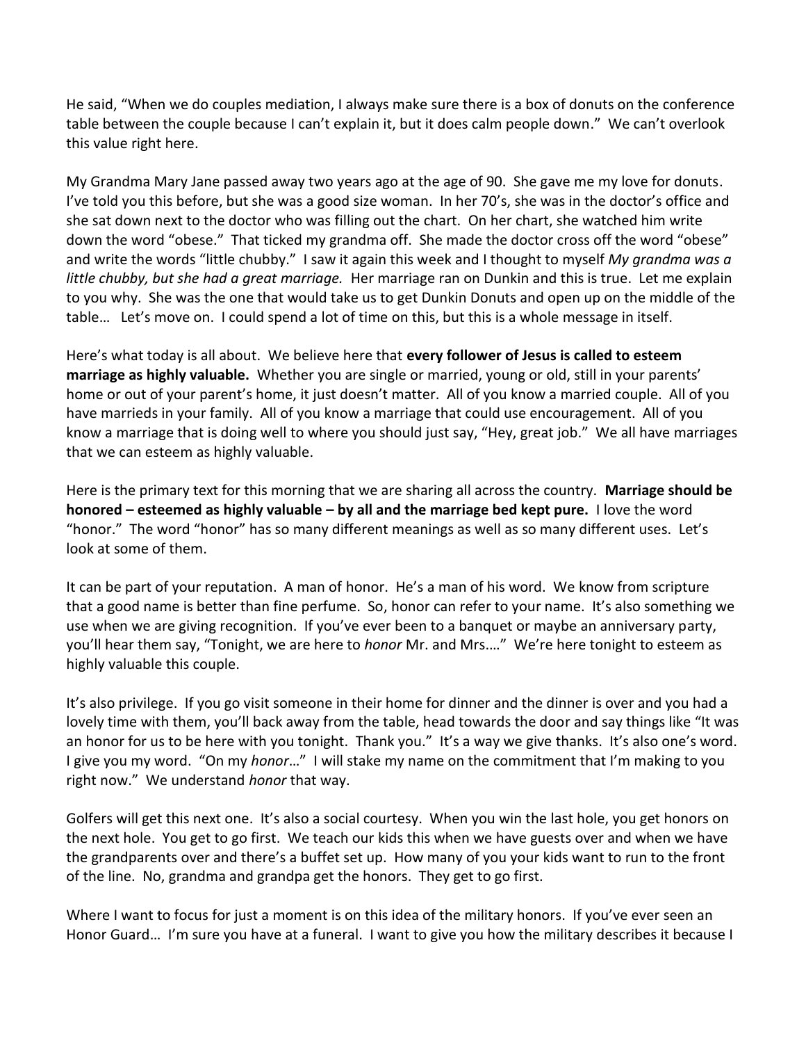He said, "When we do couples mediation, I always make sure there is a box of donuts on the conference table between the couple because I can't explain it, but it does calm people down." We can't overlook this value right here.

My Grandma Mary Jane passed away two years ago at the age of 90. She gave me my love for donuts. I've told you this before, but she was a good size woman. In her 70's, she was in the doctor's office and she sat down next to the doctor who was filling out the chart. On her chart, she watched him write down the word "obese." That ticked my grandma off. She made the doctor cross off the word "obese" and write the words "little chubby." I saw it again this week and I thought to myself *My grandma was a little chubby, but she had a great marriage.* Her marriage ran on Dunkin and this is true. Let me explain to you why. She was the one that would take us to get Dunkin Donuts and open up on the middle of the table… Let's move on. I could spend a lot of time on this, but this is a whole message in itself.

Here's what today is all about. We believe here that **every follower of Jesus is called to esteem marriage as highly valuable.** Whether you are single or married, young or old, still in your parents' home or out of your parent's home, it just doesn't matter. All of you know a married couple. All of you have marrieds in your family. All of you know a marriage that could use encouragement. All of you know a marriage that is doing well to where you should just say, "Hey, great job." We all have marriages that we can esteem as highly valuable.

Here is the primary text for this morning that we are sharing all across the country. **Marriage should be honored – esteemed as highly valuable – by all and the marriage bed kept pure.** I love the word "honor." The word "honor" has so many different meanings as well as so many different uses. Let's look at some of them.

It can be part of your reputation. A man of honor. He's a man of his word. We know from scripture that a good name is better than fine perfume. So, honor can refer to your name. It's also something we use when we are giving recognition. If you've ever been to a banquet or maybe an anniversary party, you'll hear them say, "Tonight, we are here to *honor* Mr. and Mrs.…" We're here tonight to esteem as highly valuable this couple.

It's also privilege. If you go visit someone in their home for dinner and the dinner is over and you had a lovely time with them, you'll back away from the table, head towards the door and say things like "It was an honor for us to be here with you tonight. Thank you." It's a way we give thanks. It's also one's word. I give you my word. "On my *honor*…" I will stake my name on the commitment that I'm making to you right now." We understand *honor* that way.

Golfers will get this next one. It's also a social courtesy. When you win the last hole, you get honors on the next hole. You get to go first. We teach our kids this when we have guests over and when we have the grandparents over and there's a buffet set up. How many of you your kids want to run to the front of the line. No, grandma and grandpa get the honors. They get to go first.

Where I want to focus for just a moment is on this idea of the military honors. If you've ever seen an Honor Guard… I'm sure you have at a funeral. I want to give you how the military describes it because I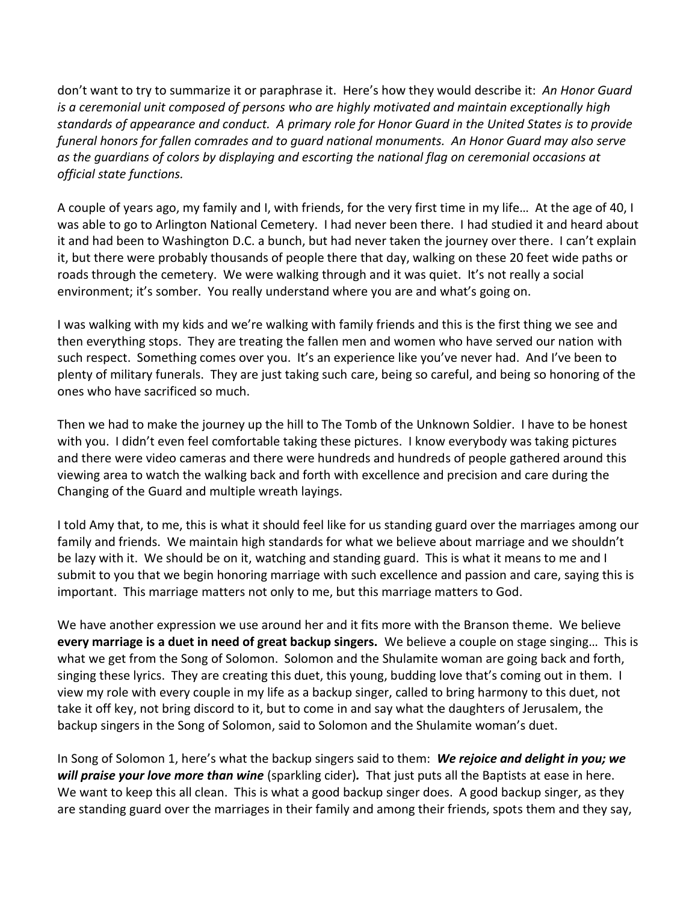don't want to try to summarize it or paraphrase it. Here's how they would describe it: *An Honor Guard is a ceremonial unit composed of persons who are highly motivated and maintain exceptionally high standards of appearance and conduct. A primary role for Honor Guard in the United States is to provide funeral honors for fallen comrades and to guard national monuments. An Honor Guard may also serve as the guardians of colors by displaying and escorting the national flag on ceremonial occasions at official state functions.*

A couple of years ago, my family and I, with friends, for the very first time in my life… At the age of 40, I was able to go to Arlington National Cemetery. I had never been there. I had studied it and heard about it and had been to Washington D.C. a bunch, but had never taken the journey over there. I can't explain it, but there were probably thousands of people there that day, walking on these 20 feet wide paths or roads through the cemetery. We were walking through and it was quiet. It's not really a social environment; it's somber. You really understand where you are and what's going on.

I was walking with my kids and we're walking with family friends and this is the first thing we see and then everything stops. They are treating the fallen men and women who have served our nation with such respect. Something comes over you. It's an experience like you've never had. And I've been to plenty of military funerals. They are just taking such care, being so careful, and being so honoring of the ones who have sacrificed so much.

Then we had to make the journey up the hill to The Tomb of the Unknown Soldier. I have to be honest with you. I didn't even feel comfortable taking these pictures. I know everybody was taking pictures and there were video cameras and there were hundreds and hundreds of people gathered around this viewing area to watch the walking back and forth with excellence and precision and care during the Changing of the Guard and multiple wreath layings.

I told Amy that, to me, this is what it should feel like for us standing guard over the marriages among our family and friends. We maintain high standards for what we believe about marriage and we shouldn't be lazy with it. We should be on it, watching and standing guard. This is what it means to me and I submit to you that we begin honoring marriage with such excellence and passion and care, saying this is important. This marriage matters not only to me, but this marriage matters to God.

We have another expression we use around her and it fits more with the Branson theme. We believe **every marriage is a duet in need of great backup singers.** We believe a couple on stage singing… This is what we get from the Song of Solomon. Solomon and the Shulamite woman are going back and forth, singing these lyrics. They are creating this duet, this young, budding love that's coming out in them. I view my role with every couple in my life as a backup singer, called to bring harmony to this duet, not take it off key, not bring discord to it, but to come in and say what the daughters of Jerusalem, the backup singers in the Song of Solomon, said to Solomon and the Shulamite woman's duet.

In Song of Solomon 1, here's what the backup singers said to them: ***We rejoice and delight in you; we will praise your love more than wine*** (sparkling cider)***.*** That just puts all the Baptists at ease in here. We want to keep this all clean. This is what a good backup singer does. A good backup singer, as they are standing guard over the marriages in their family and among their friends, spots them and they say,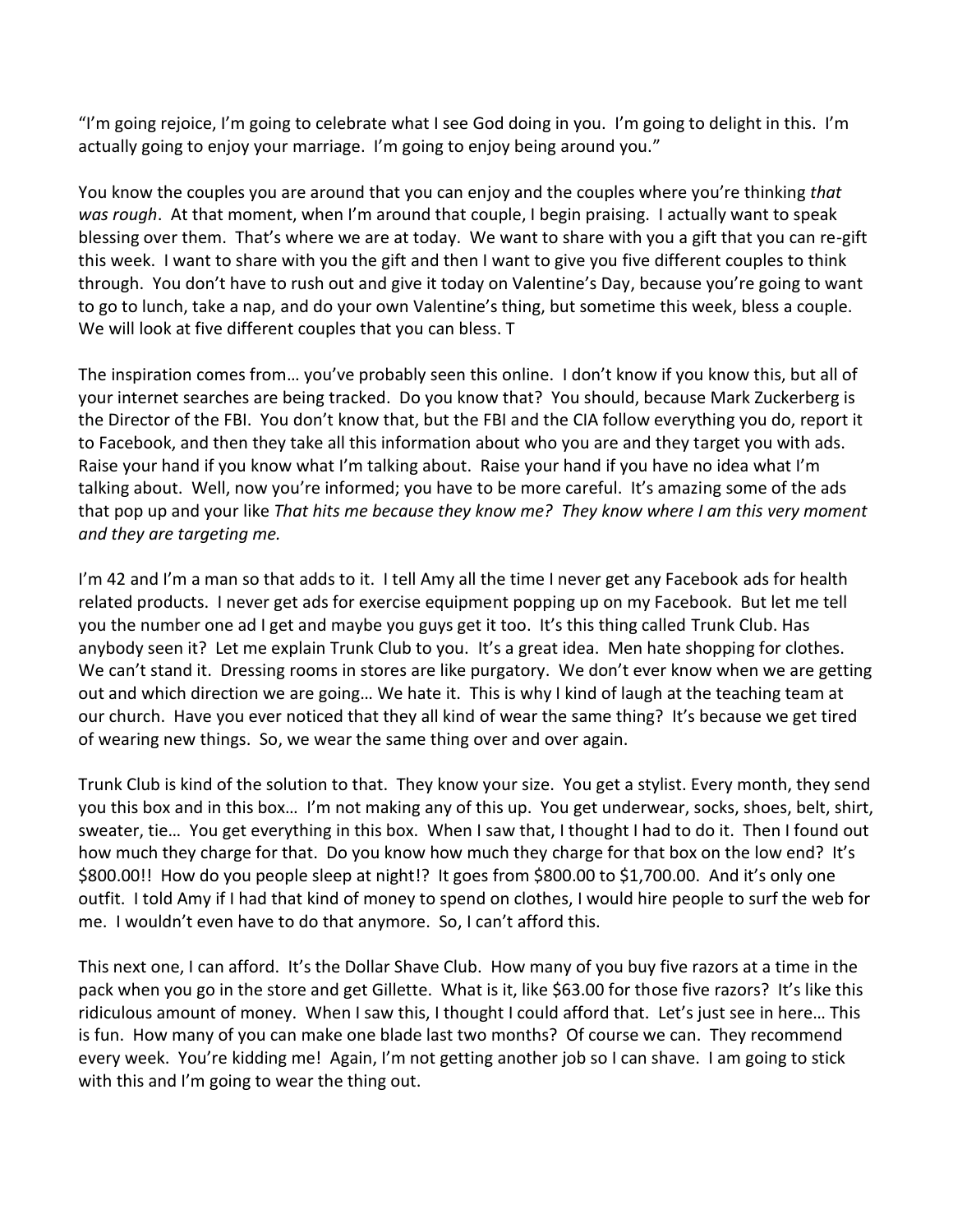"I'm going rejoice, I'm going to celebrate what I see God doing in you. I'm going to delight in this. I'm actually going to enjoy your marriage. I'm going to enjoy being around you."

You know the couples you are around that you can enjoy and the couples where you're thinking *that was rough*. At that moment, when I'm around that couple, I begin praising. I actually want to speak blessing over them. That's where we are at today. We want to share with you a gift that you can re-gift this week. I want to share with you the gift and then I want to give you five different couples to think through. You don't have to rush out and give it today on Valentine's Day, because you're going to want to go to lunch, take a nap, and do your own Valentine's thing, but sometime this week, bless a couple. We will look at five different couples that you can bless. T

The inspiration comes from… you've probably seen this online. I don't know if you know this, but all of your internet searches are being tracked. Do you know that? You should, because Mark Zuckerberg is the Director of the FBI. You don't know that, but the FBI and the CIA follow everything you do, report it to Facebook, and then they take all this information about who you are and they target you with ads. Raise your hand if you know what I'm talking about. Raise your hand if you have no idea what I'm talking about. Well, now you're informed; you have to be more careful. It's amazing some of the ads that pop up and your like *That hits me because they know me? They know where I am this very moment and they are targeting me.*

I'm 42 and I'm a man so that adds to it. I tell Amy all the time I never get any Facebook ads for health related products. I never get ads for exercise equipment popping up on my Facebook. But let me tell you the number one ad I get and maybe you guys get it too. It's this thing called Trunk Club. Has anybody seen it? Let me explain Trunk Club to you. It's a great idea. Men hate shopping for clothes. We can't stand it. Dressing rooms in stores are like purgatory. We don't ever know when we are getting out and which direction we are going… We hate it. This is why I kind of laugh at the teaching team at our church. Have you ever noticed that they all kind of wear the same thing? It's because we get tired of wearing new things. So, we wear the same thing over and over again.

Trunk Club is kind of the solution to that. They know your size. You get a stylist. Every month, they send you this box and in this box… I'm not making any of this up. You get underwear, socks, shoes, belt, shirt, sweater, tie… You get everything in this box. When I saw that, I thought I had to do it. Then I found out how much they charge for that. Do you know how much they charge for that box on the low end? It's $800.00!! How do you people sleep at night!? It goes from $800.00 to $1,700.00. And it's only one outfit. I told Amy if I had that kind of money to spend on clothes, I would hire people to surf the web for me. I wouldn't even have to do that anymore. So, I can't afford this.

This next one, I can afford. It's the Dollar Shave Club. How many of you buy five razors at a time in the pack when you go in the store and get Gillette. What is it, like $63.00 for those five razors? It's like this ridiculous amount of money. When I saw this, I thought I could afford that. Let's just see in here… This is fun. How many of you can make one blade last two months? Of course we can. They recommend every week. You're kidding me! Again, I'm not getting another job so I can shave. I am going to stick with this and I'm going to wear the thing out.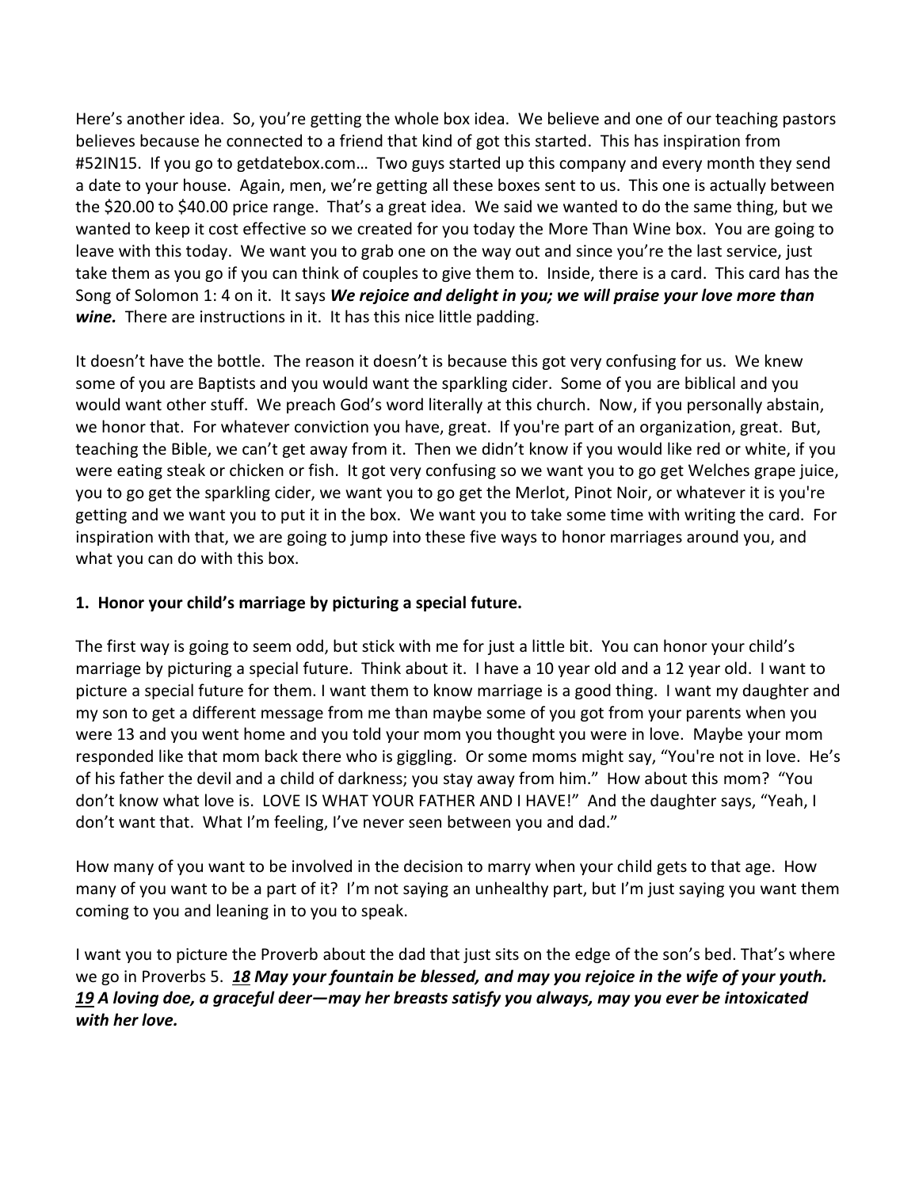Here's another idea. So, you're getting the whole box idea. We believe and one of our teaching pastors believes because he connected to a friend that kind of got this started. This has inspiration from #52IN15. If you go to getdatebox.com… Two guys started up this company and every month they send a date to your house. Again, men, we're getting all these boxes sent to us. This one is actually between the $20.00 to $40.00 price range. That's a great idea. We said we wanted to do the same thing, but we wanted to keep it cost effective so we created for you today the More Than Wine box. You are going to leave with this today. We want you to grab one on the way out and since you're the last service, just take them as you go if you can think of couples to give them to. Inside, there is a card. This card has the Song of Solomon 1: 4 on it. It says ***We rejoice and delight in you; we will praise your love more than wine.*** There are instructions in it. It has this nice little padding.

It doesn't have the bottle. The reason it doesn't is because this got very confusing for us. We knew some of you are Baptists and you would want the sparkling cider. Some of you are biblical and you would want other stuff. We preach God's word literally at this church. Now, if you personally abstain, we honor that. For whatever conviction you have, great. If you're part of an organization, great. But, teaching the Bible, we can't get away from it. Then we didn't know if you would like red or white, if you were eating steak or chicken or fish. It got very confusing so we want you to go get Welches grape juice, you to go get the sparkling cider, we want you to go get the Merlot, Pinot Noir, or whatever it is you're getting and we want you to put it in the box. We want you to take some time with writing the card. For inspiration with that, we are going to jump into these five ways to honor marriages around you, and what you can do with this box.

**1. Honor your child's marriage by picturing a special future.**

The first way is going to seem odd, but stick with me for just a little bit. You can honor your child's marriage by picturing a special future. Think about it. I have a 10 year old and a 12 year old. I want to picture a special future for them. I want them to know marriage is a good thing. I want my daughter and my son to get a different message from me than maybe some of you got from your parents when you were 13 and you went home and you told your mom you thought you were in love. Maybe your mom responded like that mom back there who is giggling. Or some moms might say, "You're not in love. He's of his father the devil and a child of darkness; you stay away from him." How about this mom? "You don't know what love is. LOVE IS WHAT YOUR FATHER AND I HAVE!" And the daughter says, "Yeah, I don't want that. What I'm feeling, I've never seen between you and dad."

How many of you want to be involved in the decision to marry when your child gets to that age. How many of you want to be a part of it? I'm not saying an unhealthy part, but I'm just saying you want them coming to you and leaning in to you to speak.

I want you to picture the Proverb about the dad that just sits on the edge of the son's bed. That's where we go in Proverbs 5. ***18 May your fountain be blessed, and may you rejoice in the wife of your youth. 19 A loving doe, a graceful deer—may her breasts satisfy you always, may you ever be intoxicated with her love.***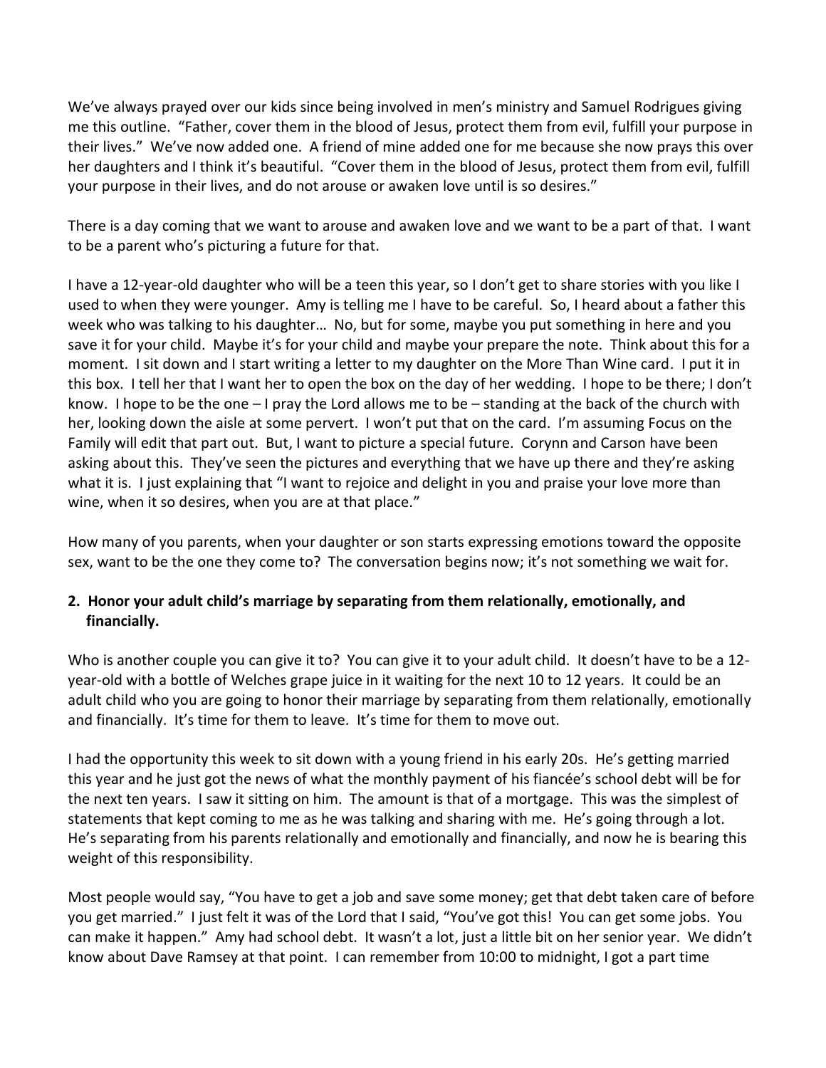We've always prayed over our kids since being involved in men's ministry and Samuel Rodrigues giving me this outline. "Father, cover them in the blood of Jesus, protect them from evil, fulfill your purpose in their lives." We've now added one. A friend of mine added one for me because she now prays this over her daughters and I think it's beautiful. "Cover them in the blood of Jesus, protect them from evil, fulfill your purpose in their lives, and do not arouse or awaken love until is so desires."

There is a day coming that we want to arouse and awaken love and we want to be a part of that. I want to be a parent who's picturing a future for that.

I have a 12-year-old daughter who will be a teen this year, so I don't get to share stories with you like I used to when they were younger. Amy is telling me I have to be careful. So, I heard about a father this week who was talking to his daughter… No, but for some, maybe you put something in here and you save it for your child. Maybe it's for your child and maybe your prepare the note. Think about this for a moment. I sit down and I start writing a letter to my daughter on the More Than Wine card. I put it in this box. I tell her that I want her to open the box on the day of her wedding. I hope to be there; I don't know. I hope to be the one – I pray the Lord allows me to be – standing at the back of the church with her, looking down the aisle at some pervert. I won't put that on the card. I'm assuming Focus on the Family will edit that part out. But, I want to picture a special future. Corynn and Carson have been asking about this. They've seen the pictures and everything that we have up there and they're asking what it is. I just explaining that "I want to rejoice and delight in you and praise your love more than wine, when it so desires, when you are at that place."

How many of you parents, when your daughter or son starts expressing emotions toward the opposite sex, want to be the one they come to? The conversation begins now; it's not something we wait for.

**2. Honor your adult child's marriage by separating from them relationally, emotionally, and financially.**

Who is another couple you can give it to? You can give it to your adult child. It doesn't have to be a 12-year-old with a bottle of Welches grape juice in it waiting for the next 10 to 12 years. It could be an adult child who you are going to honor their marriage by separating from them relationally, emotionally and financially. It's time for them to leave. It's time for them to move out.

I had the opportunity this week to sit down with a young friend in his early 20s. He's getting married this year and he just got the news of what the monthly payment of his fiancée's school debt will be for the next ten years. I saw it sitting on him. The amount is that of a mortgage. This was the simplest of statements that kept coming to me as he was talking and sharing with me. He's going through a lot. He's separating from his parents relationally and emotionally and financially, and now he is bearing this weight of this responsibility.

Most people would say, "You have to get a job and save some money; get that debt taken care of before you get married." I just felt it was of the Lord that I said, "You've got this! You can get some jobs. You can make it happen." Amy had school debt. It wasn't a lot, just a little bit on her senior year. We didn't know about Dave Ramsey at that point. I can remember from 10:00 to midnight, I got a part time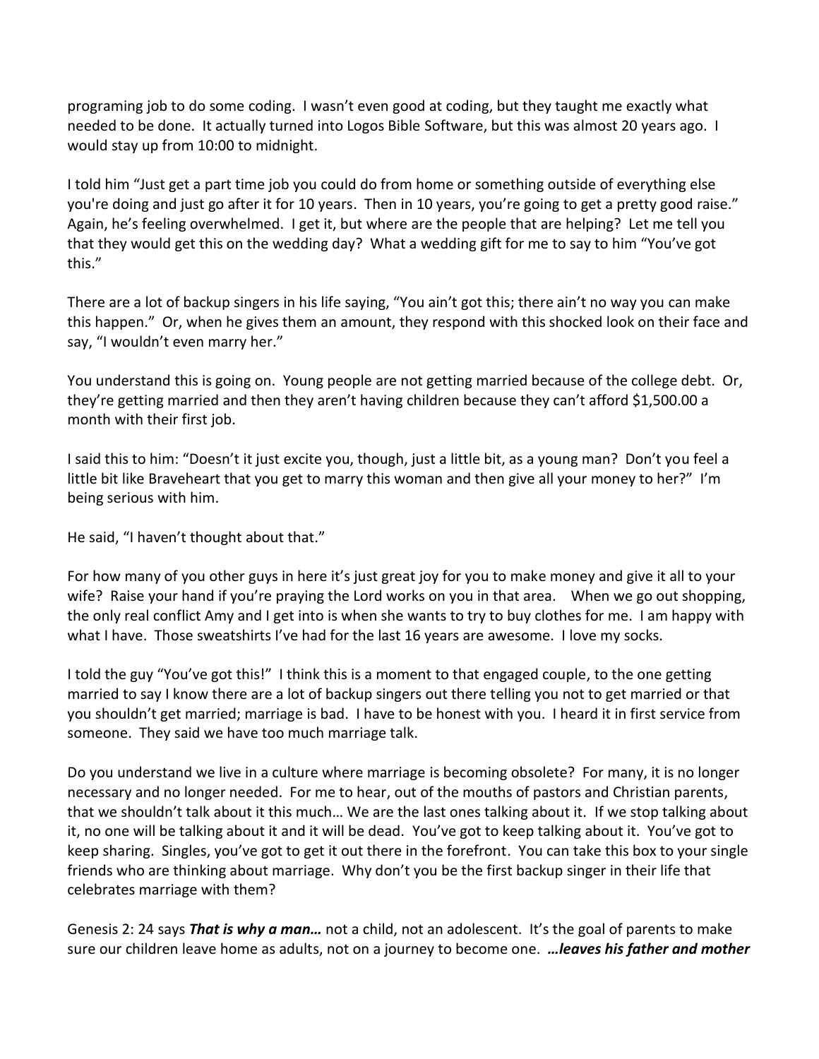programing job to do some coding. I wasn't even good at coding, but they taught me exactly what needed to be done. It actually turned into Logos Bible Software, but this was almost 20 years ago. I would stay up from 10:00 to midnight.

I told him "Just get a part time job you could do from home or something outside of everything else you're doing and just go after it for 10 years. Then in 10 years, you're going to get a pretty good raise." Again, he's feeling overwhelmed. I get it, but where are the people that are helping? Let me tell you that they would get this on the wedding day? What a wedding gift for me to say to him "You've got this."

There are a lot of backup singers in his life saying, "You ain't got this; there ain't no way you can make this happen." Or, when he gives them an amount, they respond with this shocked look on their face and say, "I wouldn't even marry her."

You understand this is going on. Young people are not getting married because of the college debt. Or, they're getting married and then they aren't having children because they can't afford $1,500.00 a month with their first job.

I said this to him: "Doesn't it just excite you, though, just a little bit, as a young man? Don't you feel a little bit like Braveheart that you get to marry this woman and then give all your money to her?" I'm being serious with him.

He said, "I haven't thought about that."

For how many of you other guys in here it's just great joy for you to make money and give it all to your wife? Raise your hand if you're praying the Lord works on you in that area. When we go out shopping, the only real conflict Amy and I get into is when she wants to try to buy clothes for me. I am happy with what I have. Those sweatshirts I've had for the last 16 years are awesome. I love my socks.

I told the guy "You've got this!" I think this is a moment to that engaged couple, to the one getting married to say I know there are a lot of backup singers out there telling you not to get married or that you shouldn't get married; marriage is bad. I have to be honest with you. I heard it in first service from someone. They said we have too much marriage talk.

Do you understand we live in a culture where marriage is becoming obsolete? For many, it is no longer necessary and no longer needed. For me to hear, out of the mouths of pastors and Christian parents, that we shouldn't talk about it this much… We are the last ones talking about it. If we stop talking about it, no one will be talking about it and it will be dead. You've got to keep talking about it. You've got to keep sharing. Singles, you've got to get it out there in the forefront. You can take this box to your single friends who are thinking about marriage. Why don't you be the first backup singer in their life that celebrates marriage with them?

Genesis 2: 24 says ***That is why a man…*** not a child, not an adolescent. It's the goal of parents to make sure our children leave home as adults, not on a journey to become one. ***…leaves his father and mother***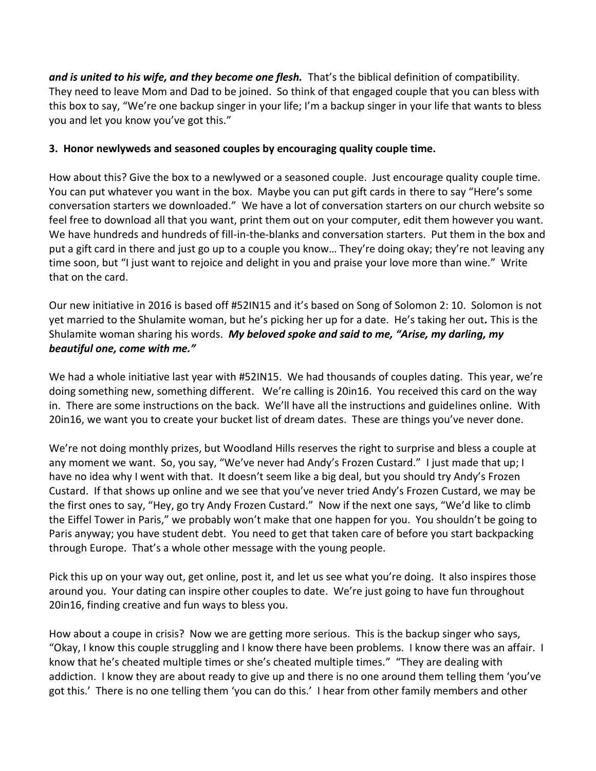***and is united to his wife, and they become one flesh.*** That's the biblical definition of compatibility. They need to leave Mom and Dad to be joined. So think of that engaged couple that you can bless with this box to say, "We're one backup singer in your life; I'm a backup singer in your life that wants to bless you and let you know you've got this."

**3. Honor newlyweds and seasoned couples by encouraging quality couple time.**

How about this? Give the box to a newlywed or a seasoned couple. Just encourage quality couple time. You can put whatever you want in the box. Maybe you can put gift cards in there to say "Here's some conversation starters we downloaded." We have a lot of conversation starters on our church website so feel free to download all that you want, print them out on your computer, edit them however you want. We have hundreds and hundreds of fill-in-the-blanks and conversation starters. Put them in the box and put a gift card in there and just go up to a couple you know… They're doing okay; they're not leaving any time soon, but "I just want to rejoice and delight in you and praise your love more than wine." Write that on the card.

Our new initiative in 2016 is based off #52IN15 and it's based on Song of Solomon 2: 10. Solomon is not yet married to the Shulamite woman, but he's picking her up for a date. He's taking her out**.** This is the Shulamite woman sharing his words. ***My beloved spoke and said to me, "Arise, my darling, my beautiful one, come with me."***

We had a whole initiative last year with #52IN15. We had thousands of couples dating. This year, we're doing something new, something different. We're calling is 20in16. You received this card on the way in. There are some instructions on the back. We'll have all the instructions and guidelines online. With 20in16, we want you to create your bucket list of dream dates. These are things you've never done.

We're not doing monthly prizes, but Woodland Hills reserves the right to surprise and bless a couple at any moment we want. So, you say, "We've never had Andy's Frozen Custard." I just made that up; I have no idea why I went with that. It doesn't seem like a big deal, but you should try Andy's Frozen Custard. If that shows up online and we see that you've never tried Andy's Frozen Custard, we may be the first ones to say, "Hey, go try Andy Frozen Custard." Now if the next one says, "We'd like to climb the Eiffel Tower in Paris," we probably won't make that one happen for you. You shouldn't be going to Paris anyway; you have student debt. You need to get that taken care of before you start backpacking through Europe. That's a whole other message with the young people.

Pick this up on your way out, get online, post it, and let us see what you're doing. It also inspires those around you. Your dating can inspire other couples to date. We're just going to have fun throughout 20in16, finding creative and fun ways to bless you.

How about a coupe in crisis? Now we are getting more serious. This is the backup singer who says, "Okay, I know this couple struggling and I know there have been problems. I know there was an affair. I know that he's cheated multiple times or she's cheated multiple times." "They are dealing with addiction. I know they are about ready to give up and there is no one around them telling them 'you've got this.' There is no one telling them 'you can do this.' I hear from other family members and other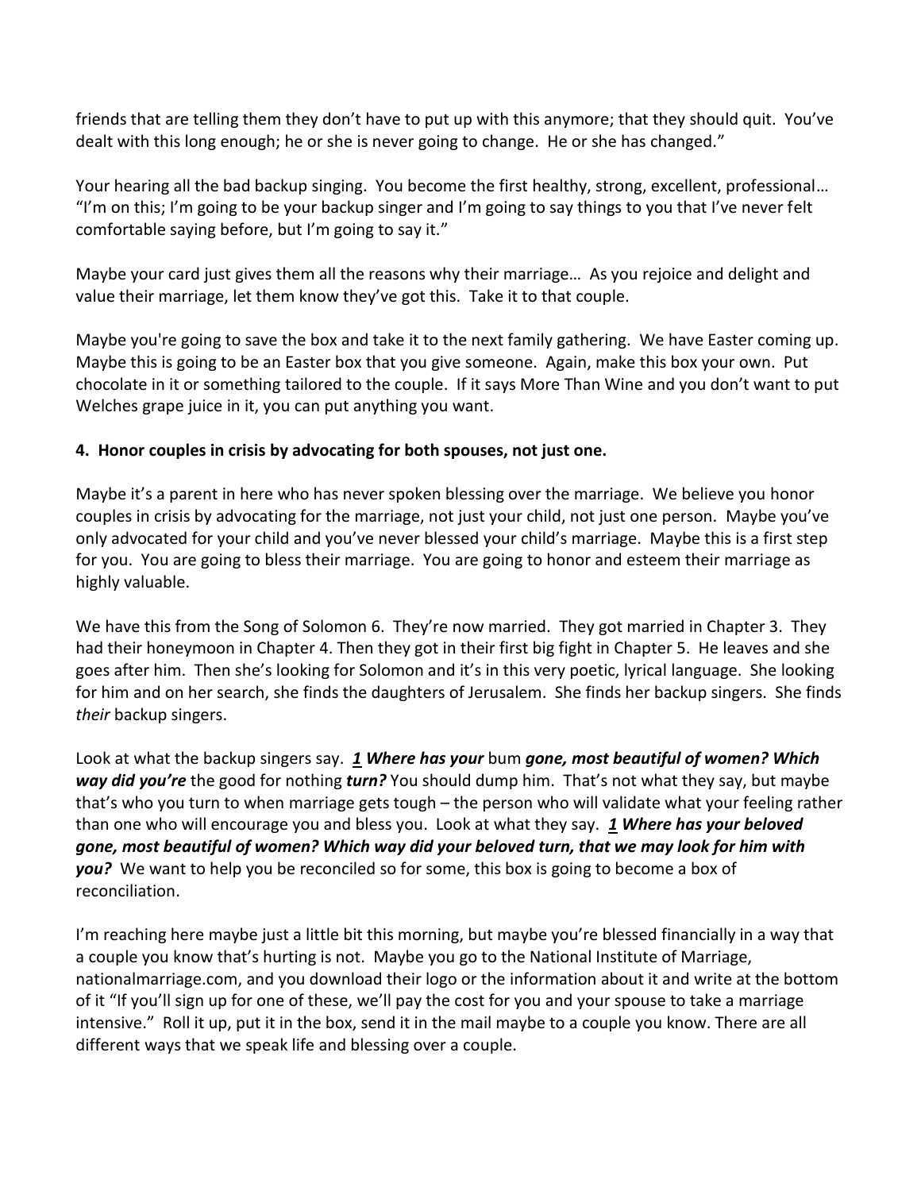friends that are telling them they don't have to put up with this anymore; that they should quit. You've dealt with this long enough; he or she is never going to change. He or she has changed."

Your hearing all the bad backup singing. You become the first healthy, strong, excellent, professional… "I'm on this; I'm going to be your backup singer and I'm going to say things to you that I've never felt comfortable saying before, but I'm going to say it."

Maybe your card just gives them all the reasons why their marriage… As you rejoice and delight and value their marriage, let them know they've got this. Take it to that couple.

Maybe you're going to save the box and take it to the next family gathering. We have Easter coming up. Maybe this is going to be an Easter box that you give someone. Again, make this box your own. Put chocolate in it or something tailored to the couple. If it says More Than Wine and you don't want to put Welches grape juice in it, you can put anything you want.

**4. Honor couples in crisis by advocating for both spouses, not just one.**

Maybe it's a parent in here who has never spoken blessing over the marriage. We believe you honor couples in crisis by advocating for the marriage, not just your child, not just one person. Maybe you've only advocated for your child and you've never blessed your child's marriage. Maybe this is a first step for you. You are going to bless their marriage. You are going to honor and esteem their marriage as highly valuable.

We have this from the Song of Solomon 6. They're now married. They got married in Chapter 3. They had their honeymoon in Chapter 4. Then they got in their first big fight in Chapter 5. He leaves and she goes after him. Then she's looking for Solomon and it's in this very poetic, lyrical language. She looking for him and on her search, she finds the daughters of Jerusalem. She finds her backup singers. She finds *their* backup singers.

Look at what the backup singers say. ***1 Where has your*** bum ***gone, most beautiful of women? Which way did you're*** the good for nothing ***turn?*** You should dump him. That's not what they say, but maybe that's who you turn to when marriage gets tough – the person who will validate what your feeling rather than one who will encourage you and bless you. Look at what they say. ***1 Where has your beloved gone, most beautiful of women? Which way did your beloved turn, that we may look for him with you?*** We want to help you be reconciled so for some, this box is going to become a box of reconciliation.

I'm reaching here maybe just a little bit this morning, but maybe you're blessed financially in a way that a couple you know that's hurting is not. Maybe you go to the National Institute of Marriage, nationalmarriage.com, and you download their logo or the information about it and write at the bottom of it "If you'll sign up for one of these, we'll pay the cost for you and your spouse to take a marriage intensive." Roll it up, put it in the box, send it in the mail maybe to a couple you know. There are all different ways that we speak life and blessing over a couple.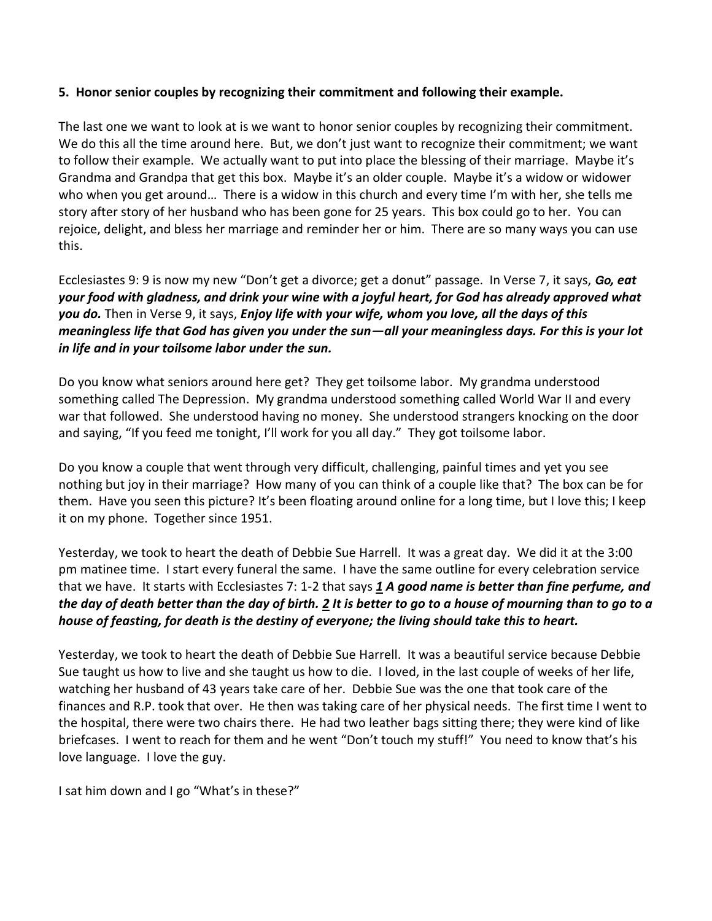**5. Honor senior couples by recognizing their commitment and following their example.**

The last one we want to look at is we want to honor senior couples by recognizing their commitment. We do this all the time around here. But, we don't just want to recognize their commitment; we want to follow their example. We actually want to put into place the blessing of their marriage. Maybe it's Grandma and Grandpa that get this box. Maybe it's an older couple. Maybe it's a widow or widower who when you get around… There is a widow in this church and every time I'm with her, she tells me story after story of her husband who has been gone for 25 years. This box could go to her. You can rejoice, delight, and bless her marriage and reminder her or him. There are so many ways you can use this.

Ecclesiastes 9: 9 is now my new "Don't get a divorce; get a donut" passage. In Verse 7, it says, ***Go, eat your food with gladness, and drink your wine with a joyful heart, for God has already approved what you do.*** Then in Verse 9, it says, ***Enjoy life with your wife, whom you love, all the days of this meaningless life that God has given you under the sun—all your meaningless days. For this is your lot in life and in your toilsome labor under the sun.***

Do you know what seniors around here get? They get toilsome labor. My grandma understood something called The Depression. My grandma understood something called World War II and every war that followed. She understood having no money. She understood strangers knocking on the door and saying, "If you feed me tonight, I'll work for you all day." They got toilsome labor.

Do you know a couple that went through very difficult, challenging, painful times and yet you see nothing but joy in their marriage? How many of you can think of a couple like that? The box can be for them. Have you seen this picture? It's been floating around online for a long time, but I love this; I keep it on my phone. Together since 1951.

Yesterday, we took to heart the death of Debbie Sue Harrell. It was a great day. We did it at the 3:00 pm matinee time. I start every funeral the same. I have the same outline for every celebration service that we have. It starts with Ecclesiastes 7: 1-2 that says ***1 A good name is better than fine perfume, and the day of death better than the day of birth. 2 It is better to go to a house of mourning than to go to a house of feasting, for death is the destiny of everyone; the living should take this to heart.***

Yesterday, we took to heart the death of Debbie Sue Harrell. It was a beautiful service because Debbie Sue taught us how to live and she taught us how to die. I loved, in the last couple of weeks of her life, watching her husband of 43 years take care of her. Debbie Sue was the one that took care of the finances and R.P. took that over. He then was taking care of her physical needs. The first time I went to the hospital, there were two chairs there. He had two leather bags sitting there; they were kind of like briefcases. I went to reach for them and he went "Don't touch my stuff!" You need to know that's his love language. I love the guy.

I sat him down and I go "What's in these?"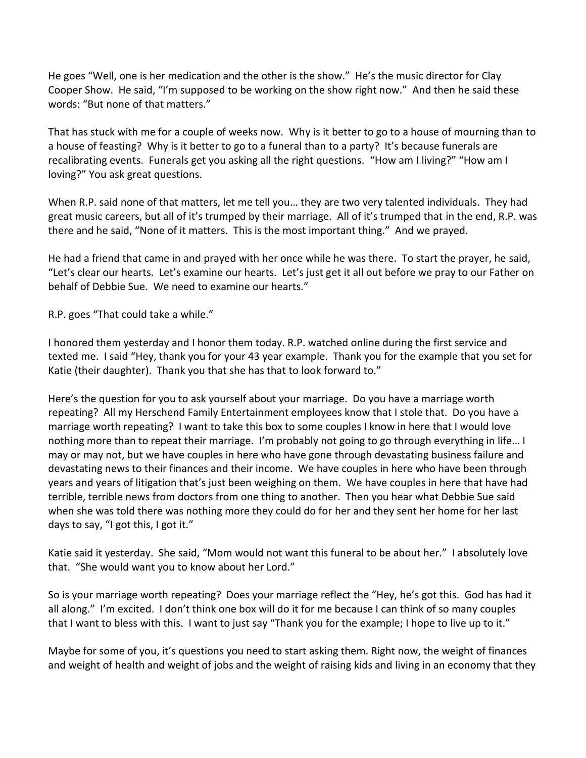He goes "Well, one is her medication and the other is the show." He's the music director for Clay Cooper Show. He said, "I'm supposed to be working on the show right now." And then he said these words: "But none of that matters."

That has stuck with me for a couple of weeks now. Why is it better to go to a house of mourning than to a house of feasting? Why is it better to go to a funeral than to a party? It's because funerals are recalibrating events. Funerals get you asking all the right questions. "How am I living?" "How am I loving?" You ask great questions.

When R.P. said none of that matters, let me tell you… they are two very talented individuals. They had great music careers, but all of it's trumped by their marriage. All of it's trumped that in the end, R.P. was there and he said, "None of it matters. This is the most important thing." And we prayed.

He had a friend that came in and prayed with her once while he was there. To start the prayer, he said, "Let's clear our hearts. Let's examine our hearts. Let's just get it all out before we pray to our Father on behalf of Debbie Sue. We need to examine our hearts."

R.P. goes "That could take a while."

I honored them yesterday and I honor them today. R.P. watched online during the first service and texted me. I said "Hey, thank you for your 43 year example. Thank you for the example that you set for Katie (their daughter). Thank you that she has that to look forward to."

Here's the question for you to ask yourself about your marriage. Do you have a marriage worth repeating? All my Herschend Family Entertainment employees know that I stole that. Do you have a marriage worth repeating? I want to take this box to some couples I know in here that I would love nothing more than to repeat their marriage. I'm probably not going to go through everything in life… I may or may not, but we have couples in here who have gone through devastating business failure and devastating news to their finances and their income. We have couples in here who have been through years and years of litigation that's just been weighing on them. We have couples in here that have had terrible, terrible news from doctors from one thing to another. Then you hear what Debbie Sue said when she was told there was nothing more they could do for her and they sent her home for her last days to say, "I got this, I got it."

Katie said it yesterday. She said, "Mom would not want this funeral to be about her." I absolutely love that. "She would want you to know about her Lord."

So is your marriage worth repeating? Does your marriage reflect the "Hey, he's got this. God has had it all along." I'm excited. I don't think one box will do it for me because I can think of so many couples that I want to bless with this. I want to just say "Thank you for the example; I hope to live up to it."

Maybe for some of you, it's questions you need to start asking them. Right now, the weight of finances and weight of health and weight of jobs and the weight of raising kids and living in an economy that they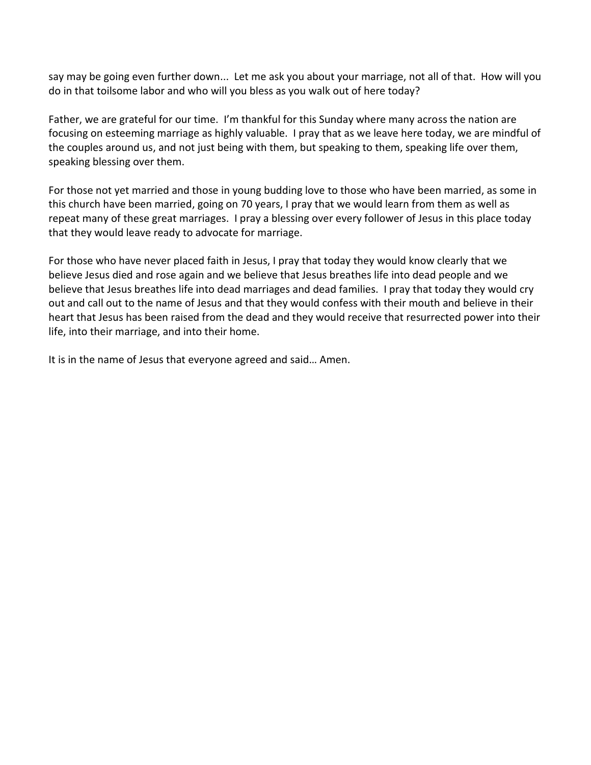say may be going even further down... Let me ask you about your marriage, not all of that. How will you do in that toilsome labor and who will you bless as you walk out of here today?

Father, we are grateful for our time. I'm thankful for this Sunday where many across the nation are focusing on esteeming marriage as highly valuable. I pray that as we leave here today, we are mindful of the couples around us, and not just being with them, but speaking to them, speaking life over them, speaking blessing over them.

For those not yet married and those in young budding love to those who have been married, as some in this church have been married, going on 70 years, I pray that we would learn from them as well as repeat many of these great marriages. I pray a blessing over every follower of Jesus in this place today that they would leave ready to advocate for marriage.

For those who have never placed faith in Jesus, I pray that today they would know clearly that we believe Jesus died and rose again and we believe that Jesus breathes life into dead people and we believe that Jesus breathes life into dead marriages and dead families. I pray that today they would cry out and call out to the name of Jesus and that they would confess with their mouth and believe in their heart that Jesus has been raised from the dead and they would receive that resurrected power into their life, into their marriage, and into their home.

It is in the name of Jesus that everyone agreed and said… Amen.